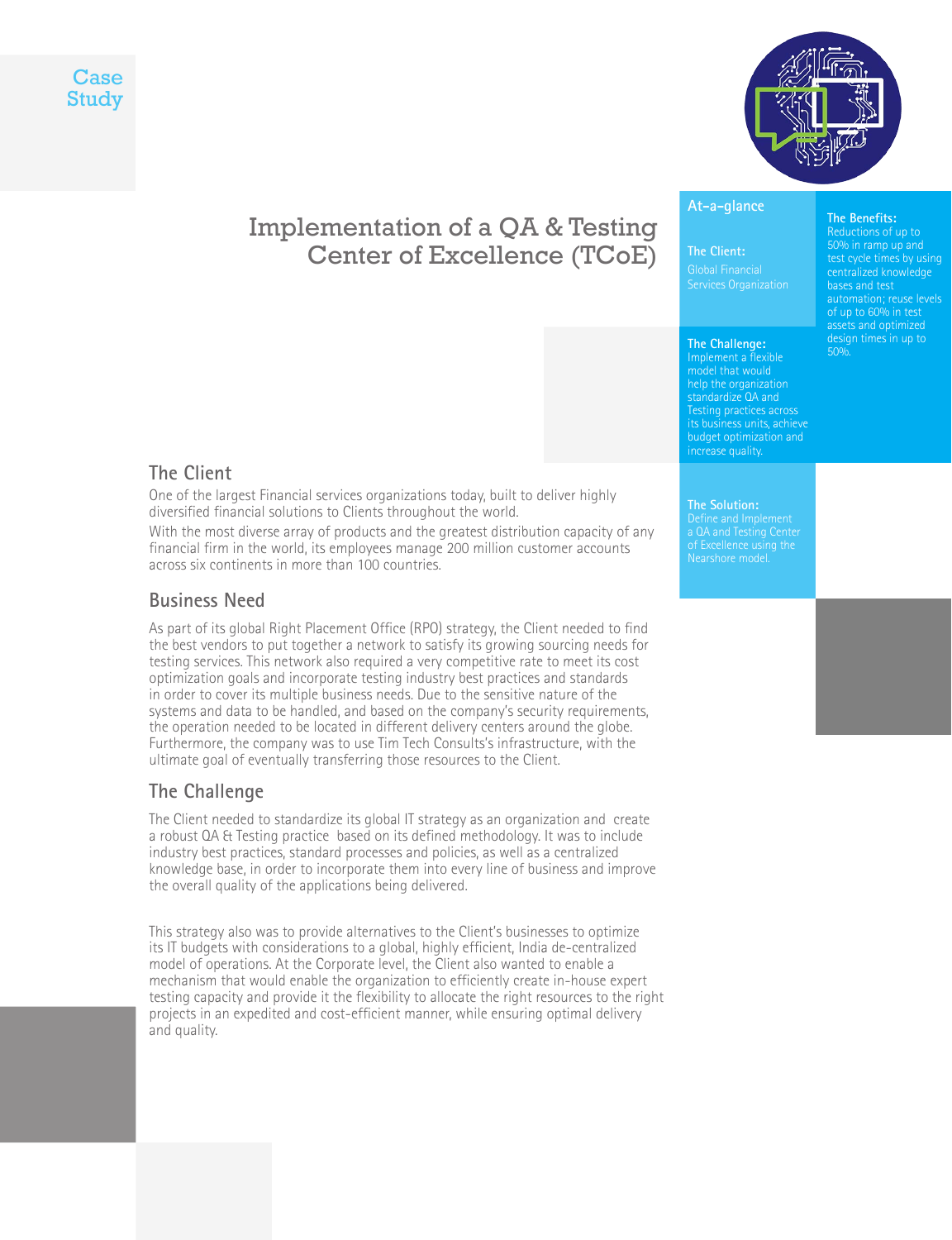Case Study

# Implementation of a QA & Testing Center of Excellence (TCoE)

## At-a-glance

**The Client:**
Global Financial Services Organization

**The Challenge:**
Implement a flexible model that would help the organization standardize QA and Testing practices across its business units, achieve budget optimization and increase quality.

**The Solution:**
Define and Implement a QA and Testing Center of Excellence using the Nearshore model.

**The Benefits:**
Reductions of up to 50% in ramp up and test cycle times by using centralized knowledge bases and test automation; reuse levels of up to 60% in test assets and optimized design times in up to 50%.

## The Client

One of the largest Financial services organizations today, built to deliver highly diversified financial solutions to Clients throughout the world.

With the most diverse array of products and the greatest distribution capacity of any financial firm in the world, its employees manage 200 million customer accounts across six continents in more than 100 countries.

## Business Need

As part of its global Right Placement Office (RPO) strategy, the Client needed to find the best vendors to put together a network to satisfy its growing sourcing needs for testing services. This network also required a very competitive rate to meet its cost optimization goals and incorporate testing industry best practices and standards in order to cover its multiple business needs. Due to the sensitive nature of the systems and data to be handled, and based on the company's security requirements, the operation needed to be located in different delivery centers around the globe. Furthermore, the company was to use Tim Tech Consults's infrastructure, with the ultimate goal of eventually transferring those resources to the Client.

## The Challenge

The Client needed to standardize its global IT strategy as an organization and create a robust QA & Testing practice based on its defined methodology. It was to include industry best practices, standard processes and policies, as well as a centralized knowledge base, in order to incorporate them into every line of business and improve the overall quality of the applications being delivered.

This strategy also was to provide alternatives to the Client's businesses to optimize its IT budgets with considerations to a global, highly efficient, India de-centralized model of operations. At the Corporate level, the Client also wanted to enable a mechanism that would enable the organization to efficiently create in-house expert testing capacity and provide it the flexibility to allocate the right resources to the right projects in an expedited and cost-efficient manner, while ensuring optimal delivery and quality.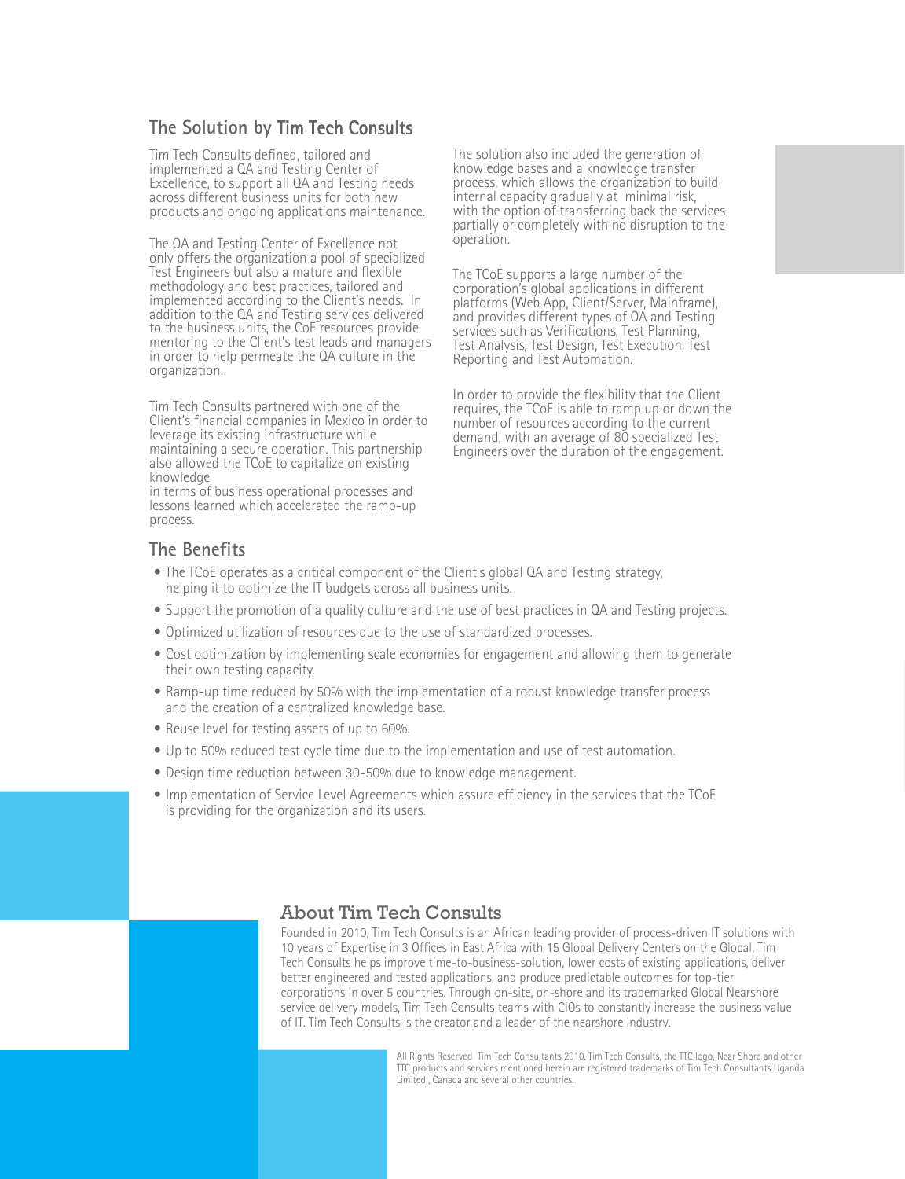## The Solution by Tim Tech Consults

Tim Tech Consults defined, tailored and implemented a QA and Testing Center of Excellence, to support all QA and Testing needs across different business units for both new products and ongoing applications maintenance.

The QA and Testing Center of Excellence not only offers the organization a pool of specialized Test Engineers but also a mature and flexible methodology and best practices, tailored and implemented according to the Client's needs. In addition to the QA and Testing services delivered to the business units, the CoE resources provide mentoring to the Client's test leads and managers in order to help permeate the QA culture in the organization.

Tim Tech Consults partnered with one of the Client's financial companies in Mexico in order to leverage its existing infrastructure while maintaining a secure operation. This partnership also allowed the TCoE to capitalize on existing knowledge
in terms of business operational processes and lessons learned which accelerated the ramp-up process.

The solution also included the generation of knowledge bases and a knowledge transfer process, which allows the organization to build internal capacity gradually at minimal risk, with the option of transferring back the services partially or completely with no disruption to the operation.

The TCoE supports a large number of the corporation's global applications in different platforms (Web App, Client/Server, Mainframe), and provides different types of QA and Testing services such as Verifications, Test Planning, Test Analysis, Test Design, Test Execution, Test Reporting and Test Automation.

In order to provide the flexibility that the Client requires, the TCoE is able to ramp up or down the number of resources according to the current demand, with an average of 80 specialized Test Engineers over the duration of the engagement.

## The Benefits

- The TCoE operates as a critical component of the Client's global QA and Testing strategy, helping it to optimize the IT budgets across all business units.
- Support the promotion of a quality culture and the use of best practices in QA and Testing projects.
- Optimized utilization of resources due to the use of standardized processes.
- Cost optimization by implementing scale economies for engagement and allowing them to generate their own testing capacity.
- Ramp-up time reduced by 50% with the implementation of a robust knowledge transfer process and the creation of a centralized knowledge base.
- Reuse level for testing assets of up to 60%.
- Up to 50% reduced test cycle time due to the implementation and use of test automation.
- Design time reduction between 30-50% due to knowledge management.
- Implementation of Service Level Agreements which assure efficiency in the services that the TCoE is providing for the organization and its users.

## About Tim Tech Consults

Founded in 2010, Tim Tech Consults is an African leading provider of process-driven IT solutions with 10 years of Expertise in 3 Offices in East Africa with 15 Global Delivery Centers on the Global, Tim Tech Consults helps improve time-to-business-solution, lower costs of existing applications, deliver better engineered and tested applications, and produce predictable outcomes for top-tier corporations in over 5 countries. Through on-site, on-shore and its trademarked Global Nearshore service delivery models, Tim Tech Consults teams with CIOs to constantly increase the business value of IT. Tim Tech Consults is the creator and a leader of the nearshore industry.

All Rights Reserved Tim Tech Consultants 2010. Tim Tech Consults, the TTC logo, Near Shore and other TTC products and services mentioned herein are registered trademarks of Tim Tech Consultants Uganda Limited , Canada and several other countries.